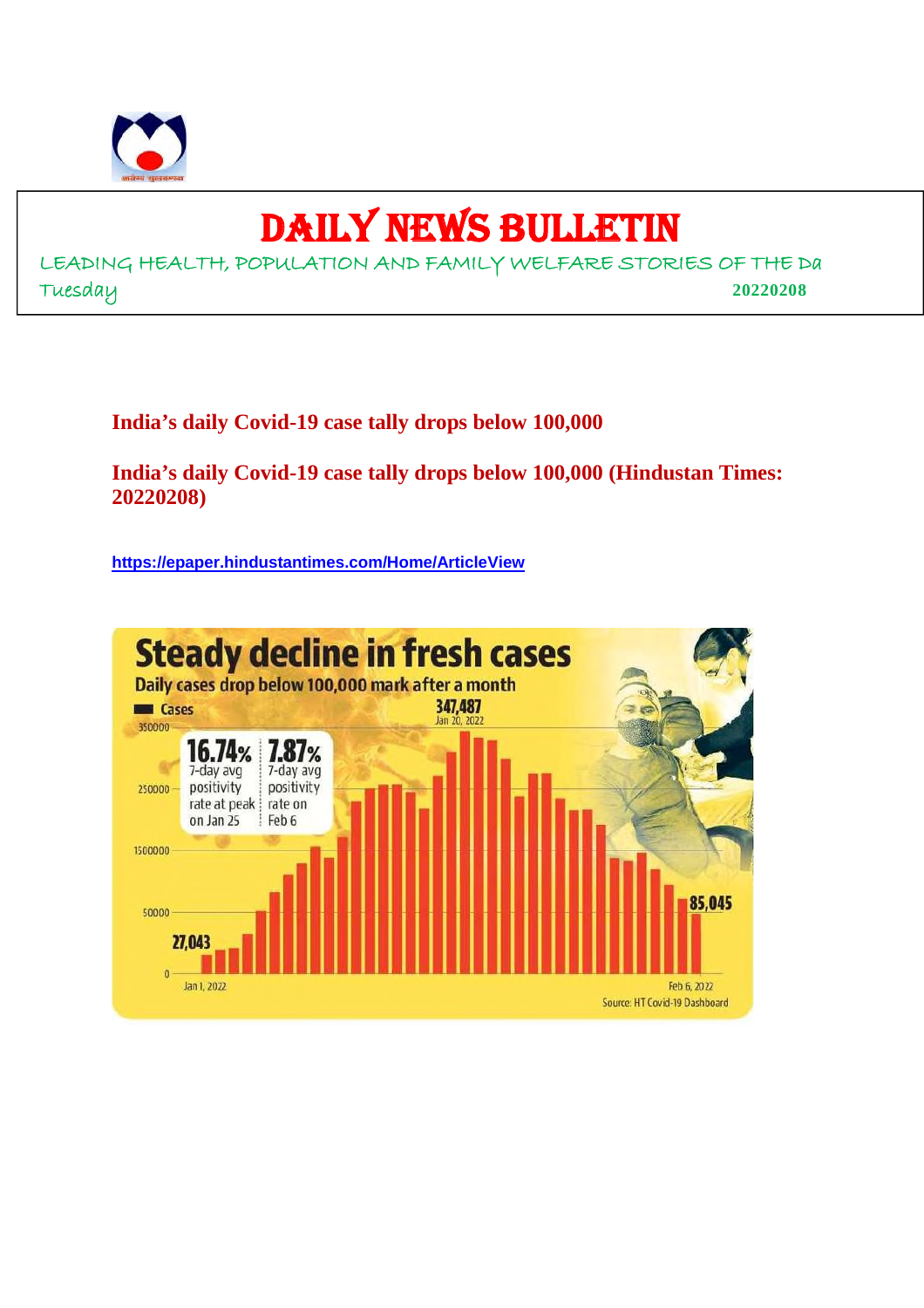# DAILY NEWS BULLETIN

LEADING HEALTH, POPULATION AND FAMILY WELFARE STORIES OF THE Da

Tuesday 20220208

**India's daily Covid-19 case tally drops below 100,000**

**India's daily Covid-19 case tally drops below 100,000 (Hindustan Times: 20220208)**

https://epaper.hindustantimes.com/Home/ArticleView

**Steady decline in fresh cases**

Daily cases drop below 100,000 mark after a month

Cases

347,487 Jan 20, 2022

16.74% 7-day avg positivity rate at peak on Jan 25

7.87% 7-day avg positivity rate on Feb 6

27,043

85,045

Jan 1, 2022 — Feb 6, 2022

Source: HT Covid-19 Dashboard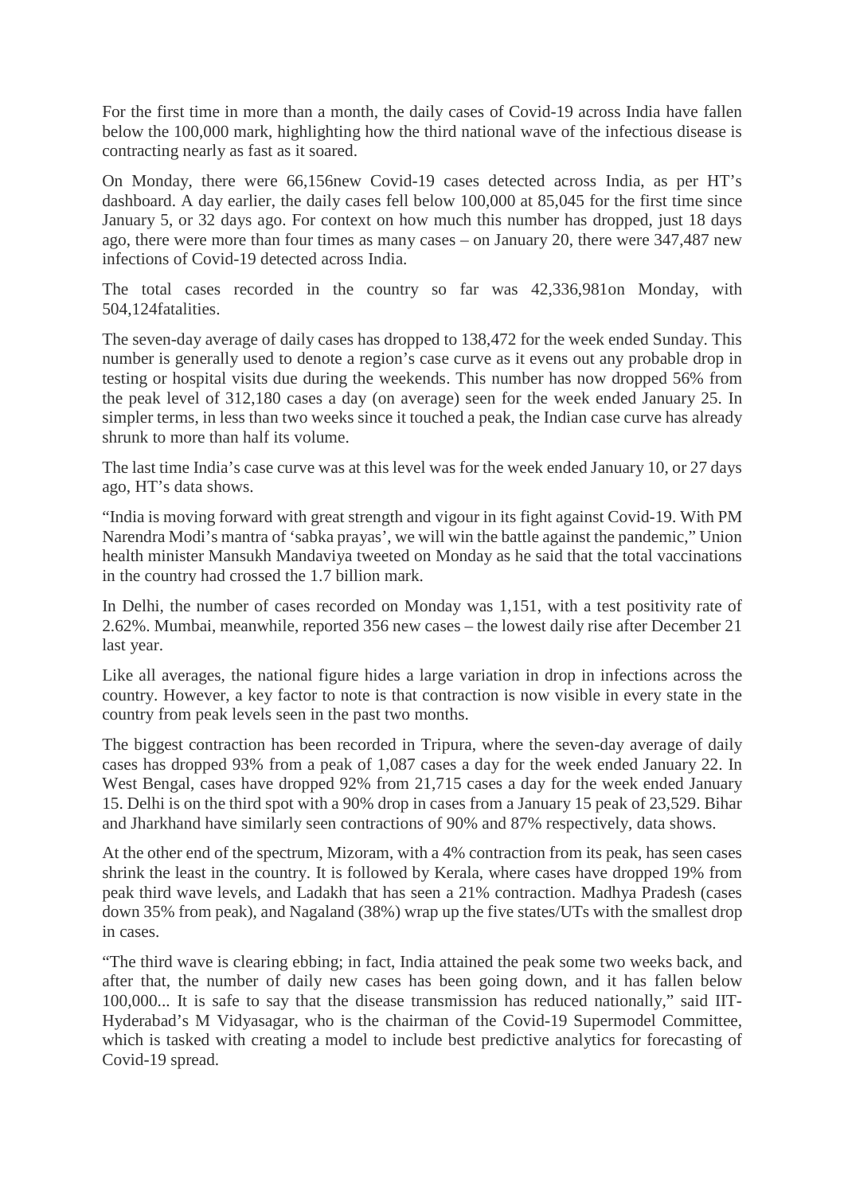For the first time in more than a month, the daily cases of Covid-19 across India have fallen below the 100,000 mark, highlighting how the third national wave of the infectious disease is contracting nearly as fast as it soared.

On Monday, there were 66,156new Covid-19 cases detected across India, as per HT's dashboard. A day earlier, the daily cases fell below 100,000 at 85,045 for the first time since January 5, or 32 days ago. For context on how much this number has dropped, just 18 days ago, there were more than four times as many cases – on January 20, there were 347,487 new infections of Covid-19 detected across India.

The total cases recorded in the country so far was 42,336,981on Monday, with 504,124fatalities.

The seven-day average of daily cases has dropped to 138,472 for the week ended Sunday. This number is generally used to denote a region's case curve as it evens out any probable drop in testing or hospital visits due during the weekends. This number has now dropped 56% from the peak level of 312,180 cases a day (on average) seen for the week ended January 25. In simpler terms, in less than two weeks since it touched a peak, the Indian case curve has already shrunk to more than half its volume.

The last time India's case curve was at this level was for the week ended January 10, or 27 days ago, HT's data shows.

"India is moving forward with great strength and vigour in its fight against Covid-19. With PM Narendra Modi's mantra of 'sabka prayas', we will win the battle against the pandemic," Union health minister Mansukh Mandaviya tweeted on Monday as he said that the total vaccinations in the country had crossed the 1.7 billion mark.

In Delhi, the number of cases recorded on Monday was 1,151, with a test positivity rate of 2.62%. Mumbai, meanwhile, reported 356 new cases – the lowest daily rise after December 21 last year.

Like all averages, the national figure hides a large variation in drop in infections across the country. However, a key factor to note is that contraction is now visible in every state in the country from peak levels seen in the past two months.

The biggest contraction has been recorded in Tripura, where the seven-day average of daily cases has dropped 93% from a peak of 1,087 cases a day for the week ended January 22. In West Bengal, cases have dropped 92% from 21,715 cases a day for the week ended January 15. Delhi is on the third spot with a 90% drop in cases from a January 15 peak of 23,529. Bihar and Jharkhand have similarly seen contractions of 90% and 87% respectively, data shows.

At the other end of the spectrum, Mizoram, with a 4% contraction from its peak, has seen cases shrink the least in the country. It is followed by Kerala, where cases have dropped 19% from peak third wave levels, and Ladakh that has seen a 21% contraction. Madhya Pradesh (cases down 35% from peak), and Nagaland (38%) wrap up the five states/UTs with the smallest drop in cases.

"The third wave is clearing ebbing; in fact, India attained the peak some two weeks back, and after that, the number of daily new cases has been going down, and it has fallen below 100,000... It is safe to say that the disease transmission has reduced nationally," said IIT-Hyderabad's M Vidyasagar, who is the chairman of the Covid-19 Supermodel Committee, which is tasked with creating a model to include best predictive analytics for forecasting of Covid-19 spread.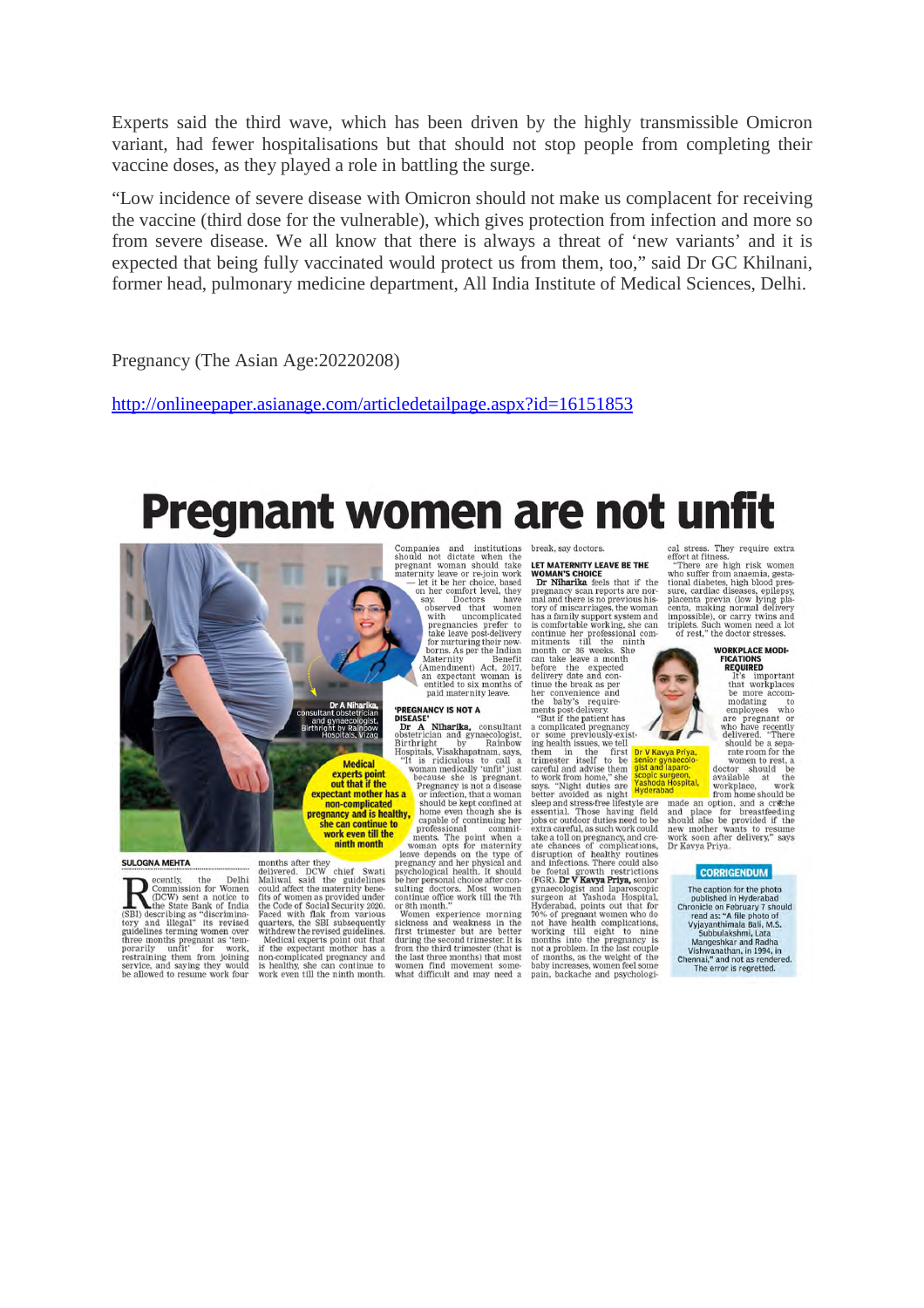Experts said the third wave, which has been driven by the highly transmissible Omicron variant, had fewer hospitalisations but that should not stop people from completing their vaccine doses, as they played a role in battling the surge.

"Low incidence of severe disease with Omicron should not make us complacent for receiving the vaccine (third dose for the vulnerable), which gives protection from infection and more so from severe disease. We all know that there is always a threat of 'new variants' and it is expected that being fully vaccinated would protect us from them, too," said Dr GC Khilnani, former head, pulmonary medicine department, All India Institute of Medical Sciences, Delhi.

Pregnancy (The Asian Age:20220208)

http://onlineepaper.asianage.com/articledetailpage.aspx?id=16151853

# Pregnant women are not unfit

Dr A Niharika, consultant obstetrician and gynaecologist, Birthright by Rainbow Hospitals, Vizag

**Medical experts point out that if the expectant mother has a non-complicated pregnancy and is healthy, she can continue to work even till the ninth month**

**SULOGNA MEHTA**

Recently, the Delhi Commission for Women (DCW) sent a notice to the State Bank of India (SBI) describing as "discriminatory and illegal" its revised guidelines terming women over three months pregnant as 'temporarily unfit' for work, restraining them from joining service, and saying they would be allowed to resume work four months after they delivered. DCW chief Swati Maliwal said the guidelines could affect the maternity benefits of women as provided under the Code of Social Security 2020. Faced with flak from various quarters, the SBI subsequently withdrew the revised guidelines.

Medical experts point out that if the expectant mother has a non-complicated pregnancy and is healthy, she can continue to work even till the ninth month. Companies and institutions should not dictate when the pregnant woman should take maternity leave or re-join work — let it be her choice, based on her comfort level, they say. Doctors have observed that women with uncomplicated pregnancies prefer to take leave post-delivery for nurturing their newborns. As per the Indian Maternity Benefit (Amendment) Act, 2017, an expectant woman is entitled to six months of paid maternity leave.

**'PREGNANCY IS NOT A DISEASE'**

**Dr A Niharika**, consultant obstetrician and gynaecologist, Birthright by Rainbow Hospitals, Visakhapatnam, says, "It is ridiculous to call a woman medically 'unfit' just because she is pregnant. Pregnancy is not a disease or infection, that a woman should be kept confined at home even though she is capable of continuing her professional commitments. The point when a woman opts for maternity leave depends on the type of pregnancy and her physical and psychological health. It should be her personal choice after consulting doctors. Most women continue office work till the 7th or 8th month."

Women experience morning sickness and weakness in the first trimester but are better during the second trimester. It is from the third trimester (that is the last three months) that most women find movement somewhat difficult and may need a break, say doctors.

**LET MATERNITY LEAVE BE THE WOMAN'S CHOICE**

**Dr Niharika** feels that if the pregnancy scan reports are normal and there is no previous history of miscarriages, the woman has a family support system and is comfortable working, she can continue her professional commitments till the ninth month or 36 weeks. She can take leave a month before the expected delivery date and continue the break as per her convenience and the baby's requirements post-delivery.

"But if the patient has a complicated pregnancy or some previously-existing health issues, we tell them in the first trimester itself to be careful and advise them to work from home," she says. "Night duties are better avoided as night sleep and stress-free lifestyle are essential. Those having field jobs or outdoor duties need to be extra careful, as such work could take a toll on pregnancy, and create chances of complications, disruption of healthy routines and infections. There could also be foetal growth restrictions (FGR). **Dr V Kavya Priya,** senior gynaecologist and laparoscopic surgeon at Yashoda Hospital, Hyderabad, points out that for 70% of pregnant women who do not have health complications, working till eight to nine months into the pregnancy is not a problem. In the last couple of months, as the weight of the baby increases, women feel some pain, backache and psychological stress. They require extra effort at fitness.

"There are high risk women who suffer from anaemia, gestational diabetes, high blood pressure, cardiac diseases, epilepsy, placenta previa (low lying placenta, making normal delivery impossible), or carry twins and triplets. Such women need a lot of rest," the doctor stresses.

Dr V Kavya Priya, senior gynaecologist and laparoscopic surgeon, Yashoda Hospital, Hyderabad

**WORKPLACE MODIFICATIONS REQUIRED**

It's important that workplaces be more accommodating to employees who are pregnant or who have recently delivered. "There should be a separate room for the women to rest, a doctor should be available at the workplace, and work from home should be made an option, and a crèche and place for breastfeeding should also be provided if the new mother wants to resume work soon after delivery," says Dr Kavya Priya.

**CORRIGENDUM**

The caption for the photo published in Hyderabad Chronicle on February 7 should read as: "A file photo of Vyjayanthimala Bali, M.S. Subbulakshmi, Lata Mangeshkar and Radha Vishwanathan, in 1994, in Chennai," and not as rendered. The error is regretted.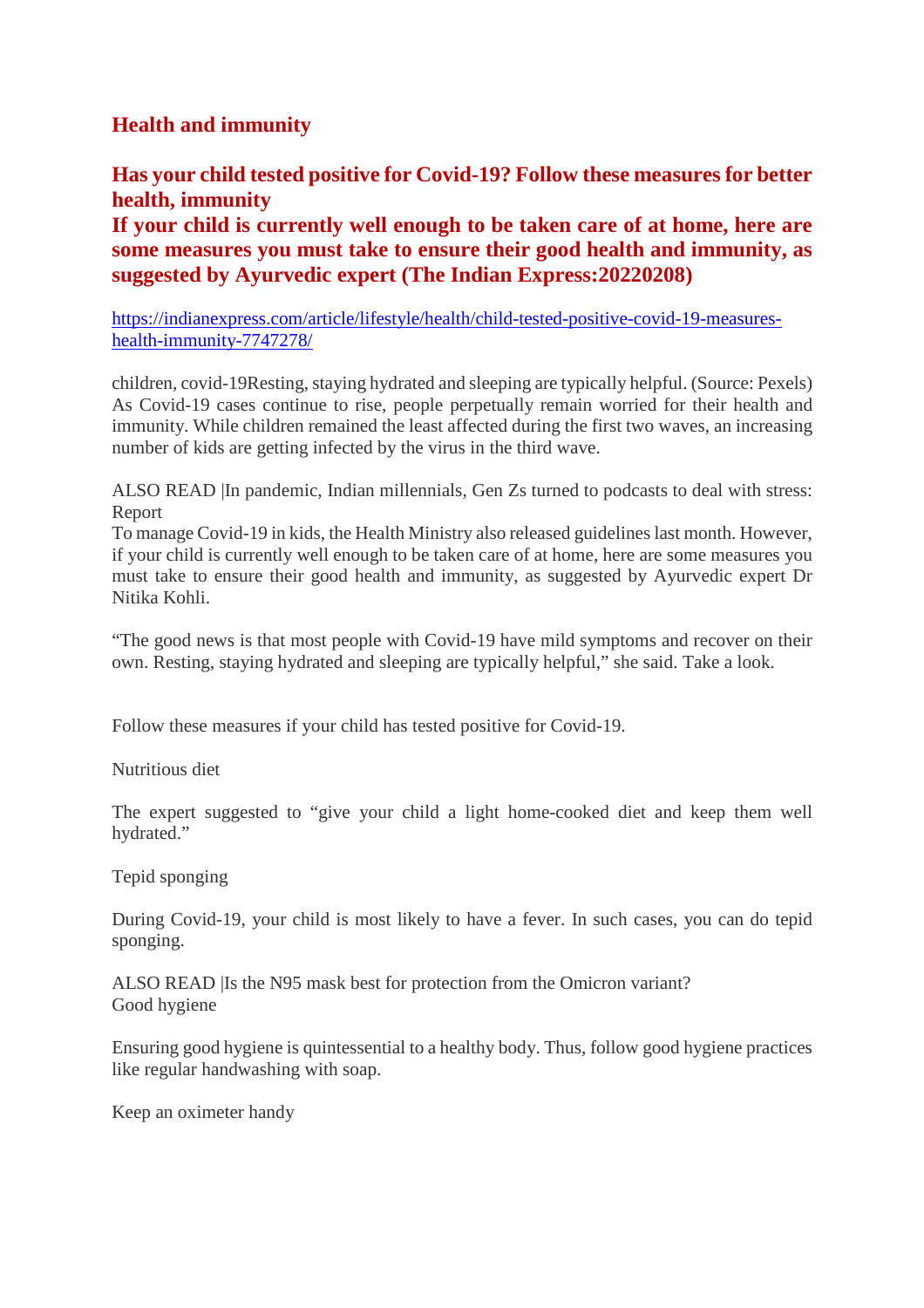## Health and immunity

## Has your child tested positive for Covid-19? Follow these measures for better health, immunity

**If your child is currently well enough to be taken care of at home, here are some measures you must take to ensure their good health and immunity, as suggested by Ayurvedic expert (The Indian Express:20220208)**

[https://indianexpress.com/article/lifestyle/health/child-tested-positive-covid-19-measures-health-immunity-7747278/](https://indianexpress.com/article/lifestyle/health/child-tested-positive-covid-19-measures-health-immunity-7747278/)

children, covid-19Resting, staying hydrated and sleeping are typically helpful. (Source: Pexels)
As Covid-19 cases continue to rise, people perpetually remain worried for their health and immunity. While children remained the least affected during the first two waves, an increasing number of kids are getting infected by the virus in the third wave.

ALSO READ |In pandemic, Indian millennials, Gen Zs turned to podcasts to deal with stress: Report
To manage Covid-19 in kids, the Health Ministry also released guidelines last month. However, if your child is currently well enough to be taken care of at home, here are some measures you must take to ensure their good health and immunity, as suggested by Ayurvedic expert Dr Nitika Kohli.

"The good news is that most people with Covid-19 have mild symptoms and recover on their own. Resting, staying hydrated and sleeping are typically helpful," she said. Take a look.

Follow these measures if your child has tested positive for Covid-19.

Nutritious diet

The expert suggested to "give your child a light home-cooked diet and keep them well hydrated."

Tepid sponging

During Covid-19, your child is most likely to have a fever. In such cases, you can do tepid sponging.

ALSO READ |Is the N95 mask best for protection from the Omicron variant?
Good hygiene

Ensuring good hygiene is quintessential to a healthy body. Thus, follow good hygiene practices like regular handwashing with soap.

Keep an oximeter handy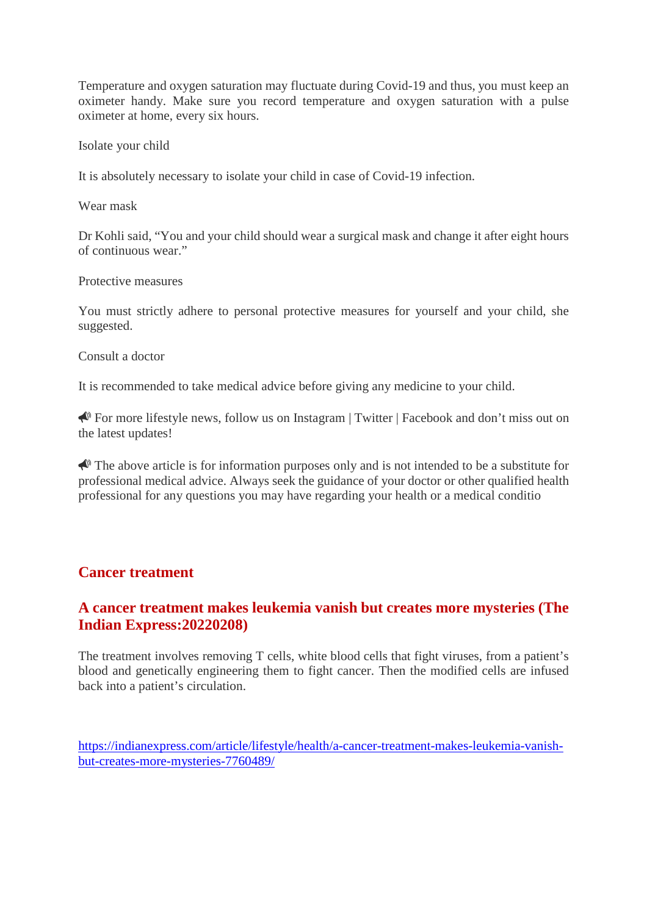Temperature and oxygen saturation may fluctuate during Covid-19 and thus, you must keep an oximeter handy. Make sure you record temperature and oxygen saturation with a pulse oximeter at home, every six hours.

Isolate your child

It is absolutely necessary to isolate your child in case of Covid-19 infection.

Wear mask

Dr Kohli said, “You and your child should wear a surgical mask and change it after eight hours of continuous wear.”

Protective measures

You must strictly adhere to personal protective measures for yourself and your child, she suggested.

Consult a doctor

It is recommended to take medical advice before giving any medicine to your child.

📣 For more lifestyle news, follow us on Instagram | Twitter | Facebook and don’t miss out on the latest updates!

📣 The above article is for information purposes only and is not intended to be a substitute for professional medical advice. Always seek the guidance of your doctor or other qualified health professional for any questions you may have regarding your health or a medical conditio

## Cancer treatment

### A cancer treatment makes leukemia vanish but creates more mysteries (The Indian Express:20220208)

The treatment involves removing T cells, white blood cells that fight viruses, from a patient’s blood and genetically engineering them to fight cancer. Then the modified cells are infused back into a patient’s circulation.

https://indianexpress.com/article/lifestyle/health/a-cancer-treatment-makes-leukemia-vanish-but-creates-more-mysteries-7760489/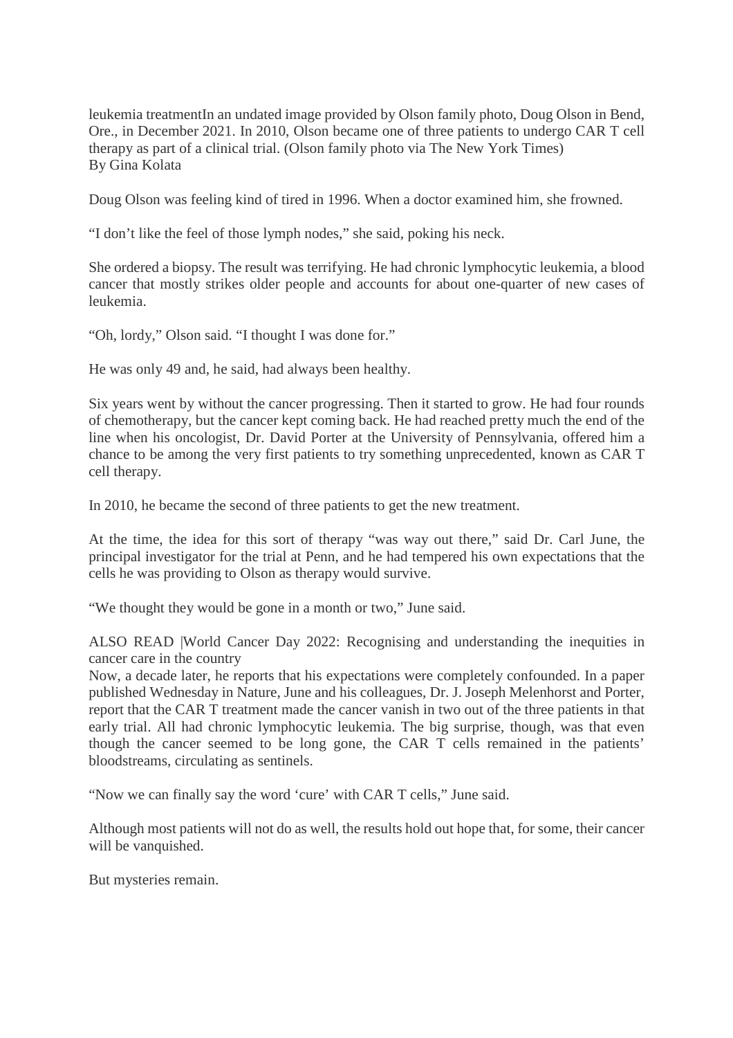leukemia treatmentIn an undated image provided by Olson family photo, Doug Olson in Bend, Ore., in December 2021. In 2010, Olson became one of three patients to undergo CAR T cell therapy as part of a clinical trial. (Olson family photo via The New York Times)
By Gina Kolata

Doug Olson was feeling kind of tired in 1996. When a doctor examined him, she frowned.

"I don't like the feel of those lymph nodes," she said, poking his neck.

She ordered a biopsy. The result was terrifying. He had chronic lymphocytic leukemia, a blood cancer that mostly strikes older people and accounts for about one-quarter of new cases of leukemia.

"Oh, lordy," Olson said. "I thought I was done for."

He was only 49 and, he said, had always been healthy.

Six years went by without the cancer progressing. Then it started to grow. He had four rounds of chemotherapy, but the cancer kept coming back. He had reached pretty much the end of the line when his oncologist, Dr. David Porter at the University of Pennsylvania, offered him a chance to be among the very first patients to try something unprecedented, known as CAR T cell therapy.

In 2010, he became the second of three patients to get the new treatment.

At the time, the idea for this sort of therapy "was way out there," said Dr. Carl June, the principal investigator for the trial at Penn, and he had tempered his own expectations that the cells he was providing to Olson as therapy would survive.

"We thought they would be gone in a month or two," June said.

ALSO READ |World Cancer Day 2022: Recognising and understanding the inequities in cancer care in the country

Now, a decade later, he reports that his expectations were completely confounded. In a paper published Wednesday in Nature, June and his colleagues, Dr. J. Joseph Melenhorst and Porter, report that the CAR T treatment made the cancer vanish in two out of the three patients in that early trial. All had chronic lymphocytic leukemia. The big surprise, though, was that even though the cancer seemed to be long gone, the CAR T cells remained in the patients' bloodstreams, circulating as sentinels.

"Now we can finally say the word 'cure' with CAR T cells," June said.

Although most patients will not do as well, the results hold out hope that, for some, their cancer will be vanquished.

But mysteries remain.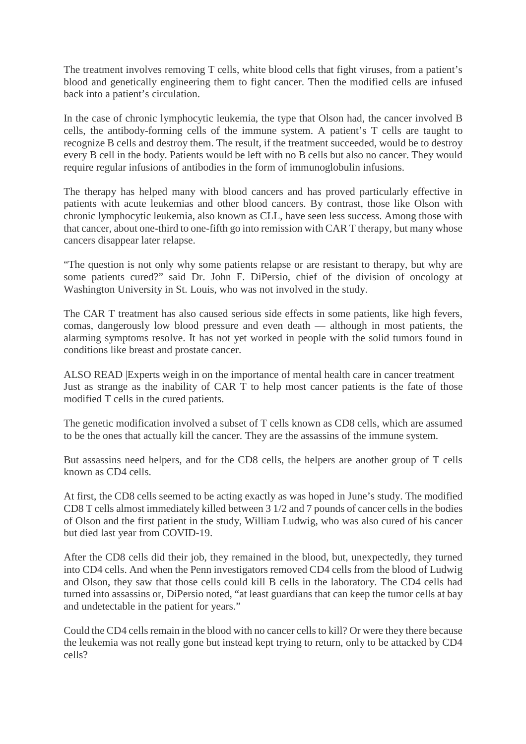The treatment involves removing T cells, white blood cells that fight viruses, from a patient's blood and genetically engineering them to fight cancer. Then the modified cells are infused back into a patient's circulation.

In the case of chronic lymphocytic leukemia, the type that Olson had, the cancer involved B cells, the antibody-forming cells of the immune system. A patient's T cells are taught to recognize B cells and destroy them. The result, if the treatment succeeded, would be to destroy every B cell in the body. Patients would be left with no B cells but also no cancer. They would require regular infusions of antibodies in the form of immunoglobulin infusions.

The therapy has helped many with blood cancers and has proved particularly effective in patients with acute leukemias and other blood cancers. By contrast, those like Olson with chronic lymphocytic leukemia, also known as CLL, have seen less success. Among those with that cancer, about one-third to one-fifth go into remission with CAR T therapy, but many whose cancers disappear later relapse.

"The question is not only why some patients relapse or are resistant to therapy, but why are some patients cured?" said Dr. John F. DiPersio, chief of the division of oncology at Washington University in St. Louis, who was not involved in the study.

The CAR T treatment has also caused serious side effects in some patients, like high fevers, comas, dangerously low blood pressure and even death — although in most patients, the alarming symptoms resolve. It has not yet worked in people with the solid tumors found in conditions like breast and prostate cancer.

ALSO READ |Experts weigh in on the importance of mental health care in cancer treatment

Just as strange as the inability of CAR T to help most cancer patients is the fate of those modified T cells in the cured patients.

The genetic modification involved a subset of T cells known as CD8 cells, which are assumed to be the ones that actually kill the cancer. They are the assassins of the immune system.

But assassins need helpers, and for the CD8 cells, the helpers are another group of T cells known as CD4 cells.

At first, the CD8 cells seemed to be acting exactly as was hoped in June's study. The modified CD8 T cells almost immediately killed between 3 1/2 and 7 pounds of cancer cells in the bodies of Olson and the first patient in the study, William Ludwig, who was also cured of his cancer but died last year from COVID-19.

After the CD8 cells did their job, they remained in the blood, but, unexpectedly, they turned into CD4 cells. And when the Penn investigators removed CD4 cells from the blood of Ludwig and Olson, they saw that those cells could kill B cells in the laboratory. The CD4 cells had turned into assassins or, DiPersio noted, "at least guardians that can keep the tumor cells at bay and undetectable in the patient for years."

Could the CD4 cells remain in the blood with no cancer cells to kill? Or were they there because the leukemia was not really gone but instead kept trying to return, only to be attacked by CD4 cells?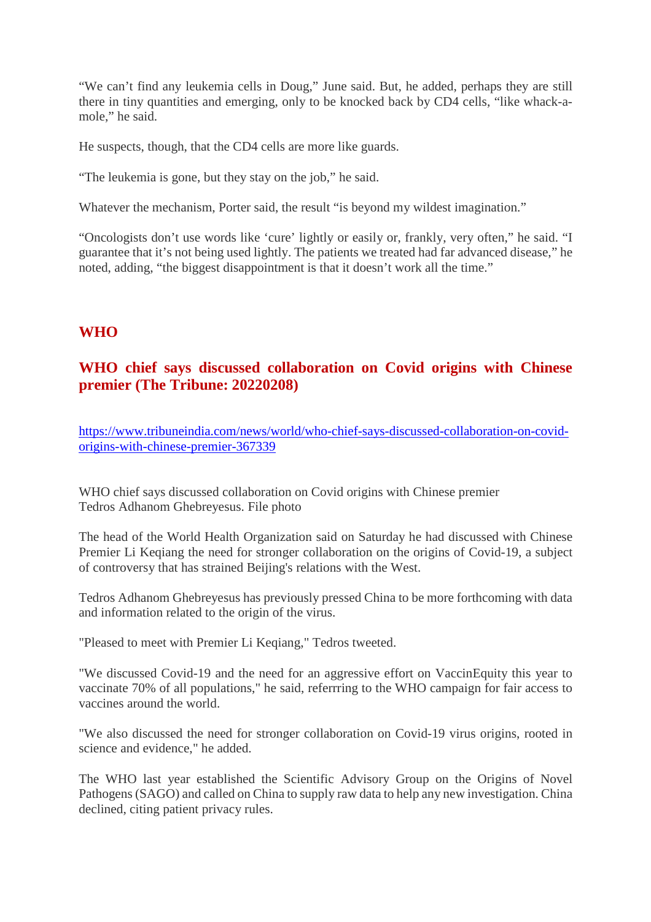“We can’t find any leukemia cells in Doug,” June said. But, he added, perhaps they are still there in tiny quantities and emerging, only to be knocked back by CD4 cells, “like whack-a-mole,” he said.

He suspects, though, that the CD4 cells are more like guards.

“The leukemia is gone, but they stay on the job,” he said.

Whatever the mechanism, Porter said, the result “is beyond my wildest imagination.”

“Oncologists don’t use words like ‘cure’ lightly or easily or, frankly, very often,” he said. “I guarantee that it’s not being used lightly. The patients we treated had far advanced disease,” he noted, adding, “the biggest disappointment is that it doesn’t work all the time.”

## WHO

### WHO chief says discussed collaboration on Covid origins with Chinese premier (The Tribune: 20220208)

https://www.tribuneindia.com/news/world/who-chief-says-discussed-collaboration-on-covid-origins-with-chinese-premier-367339

WHO chief says discussed collaboration on Covid origins with Chinese premier
Tedros Adhanom Ghebreyesus. File photo

The head of the World Health Organization said on Saturday he had discussed with Chinese Premier Li Keqiang the need for stronger collaboration on the origins of Covid-19, a subject of controversy that has strained Beijing's relations with the West.

Tedros Adhanom Ghebreyesus has previously pressed China to be more forthcoming with data and information related to the origin of the virus.

"Pleased to meet with Premier Li Keqiang," Tedros tweeted.

"We discussed Covid-19 and the need for an aggressive effort on VaccinEquity this year to vaccinate 70% of all populations," he said, referrring to the WHO campaign for fair access to vaccines around the world.

"We also discussed the need for stronger collaboration on Covid-19 virus origins, rooted in science and evidence," he added.

The WHO last year established the Scientific Advisory Group on the Origins of Novel Pathogens (SAGO) and called on China to supply raw data to help any new investigation. China declined, citing patient privacy rules.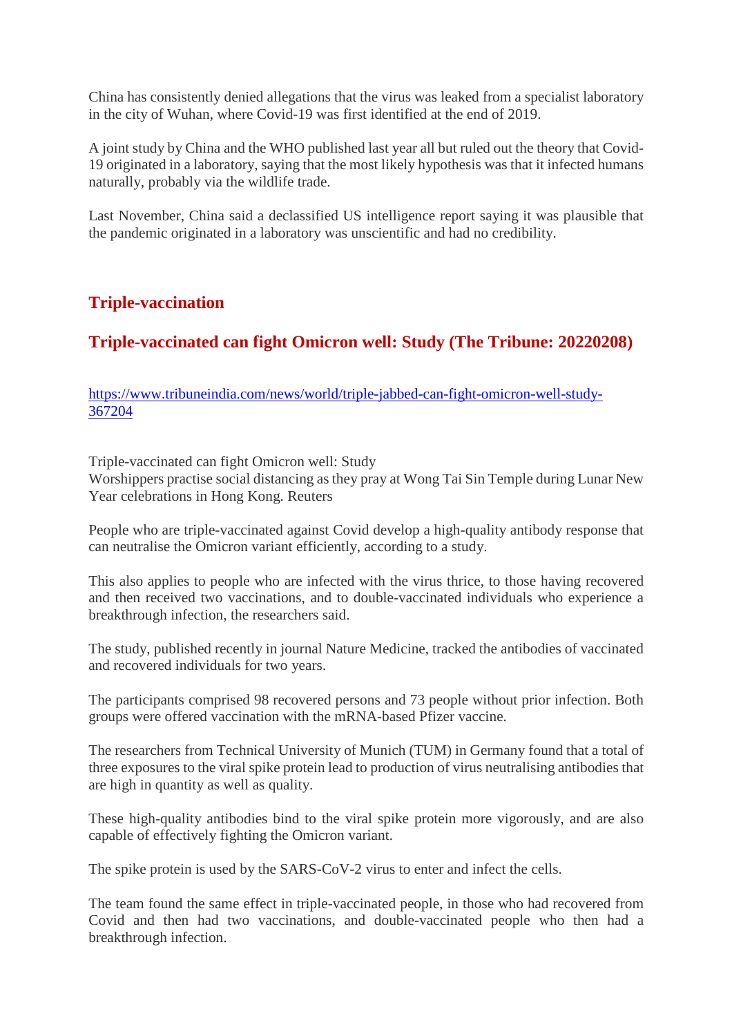China has consistently denied allegations that the virus was leaked from a specialist laboratory in the city of Wuhan, where Covid-19 was first identified at the end of 2019.

A joint study by China and the WHO published last year all but ruled out the theory that Covid-19 originated in a laboratory, saying that the most likely hypothesis was that it infected humans naturally, probably via the wildlife trade.

Last November, China said a declassified US intelligence report saying it was plausible that the pandemic originated in a laboratory was unscientific and had no credibility.

## Triple-vaccination

## Triple-vaccinated can fight Omicron well: Study (The Tribune: 20220208)

https://www.tribuneindia.com/news/world/triple-jabbed-can-fight-omicron-well-study-367204

Triple-vaccinated can fight Omicron well: Study
Worshippers practise social distancing as they pray at Wong Tai Sin Temple during Lunar New Year celebrations in Hong Kong. Reuters

People who are triple-vaccinated against Covid develop a high-quality antibody response that can neutralise the Omicron variant efficiently, according to a study.

This also applies to people who are infected with the virus thrice, to those having recovered and then received two vaccinations, and to double-vaccinated individuals who experience a breakthrough infection, the researchers said.

The study, published recently in journal Nature Medicine, tracked the antibodies of vaccinated and recovered individuals for two years.

The participants comprised 98 recovered persons and 73 people without prior infection. Both groups were offered vaccination with the mRNA-based Pfizer vaccine.

The researchers from Technical University of Munich (TUM) in Germany found that a total of three exposures to the viral spike protein lead to production of virus neutralising antibodies that are high in quantity as well as quality.

These high-quality antibodies bind to the viral spike protein more vigorously, and are also capable of effectively fighting the Omicron variant.

The spike protein is used by the SARS-CoV-2 virus to enter and infect the cells.

The team found the same effect in triple-vaccinated people, in those who had recovered from Covid and then had two vaccinations, and double-vaccinated people who then had a breakthrough infection.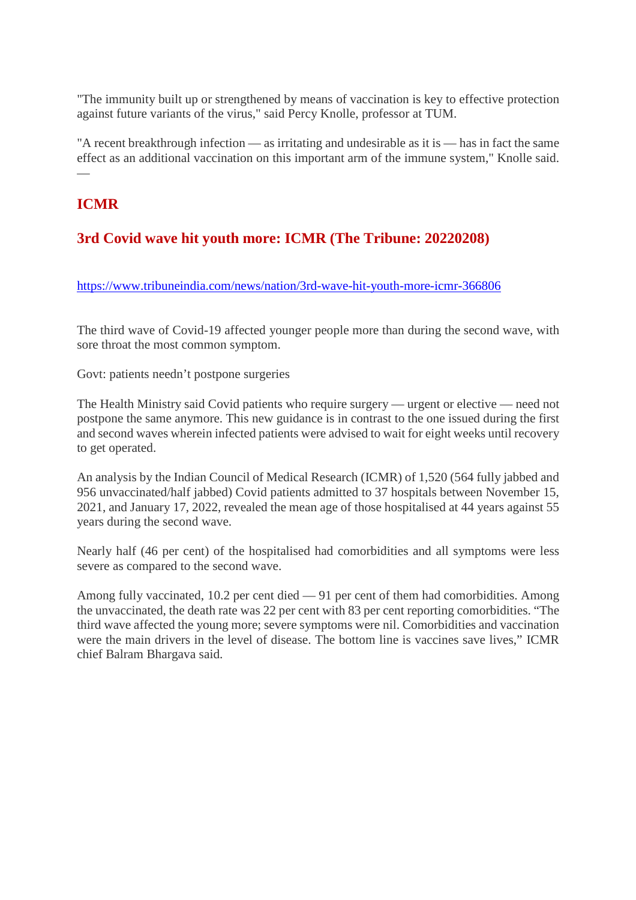"The immunity built up or strengthened by means of vaccination is key to effective protection against future variants of the virus," said Percy Knolle, professor at TUM.

"A recent breakthrough infection — as irritating and undesirable as it is — has in fact the same effect as an additional vaccination on this important arm of the immune system," Knolle said. —

## ICMR

## 3rd Covid wave hit youth more: ICMR (The Tribune: 20220208)

https://www.tribuneindia.com/news/nation/3rd-wave-hit-youth-more-icmr-366806

The third wave of Covid-19 affected younger people more than during the second wave, with sore throat the most common symptom.

Govt: patients needn't postpone surgeries

The Health Ministry said Covid patients who require surgery — urgent or elective — need not postpone the same anymore. This new guidance is in contrast to the one issued during the first and second waves wherein infected patients were advised to wait for eight weeks until recovery to get operated.

An analysis by the Indian Council of Medical Research (ICMR) of 1,520 (564 fully jabbed and 956 unvaccinated/half jabbed) Covid patients admitted to 37 hospitals between November 15, 2021, and January 17, 2022, revealed the mean age of those hospitalised at 44 years against 55 years during the second wave.

Nearly half (46 per cent) of the hospitalised had comorbidities and all symptoms were less severe as compared to the second wave.

Among fully vaccinated, 10.2 per cent died — 91 per cent of them had comorbidities. Among the unvaccinated, the death rate was 22 per cent with 83 per cent reporting comorbidities. "The third wave affected the young more; severe symptoms were nil. Comorbidities and vaccination were the main drivers in the level of disease. The bottom line is vaccines save lives," ICMR chief Balram Bhargava said.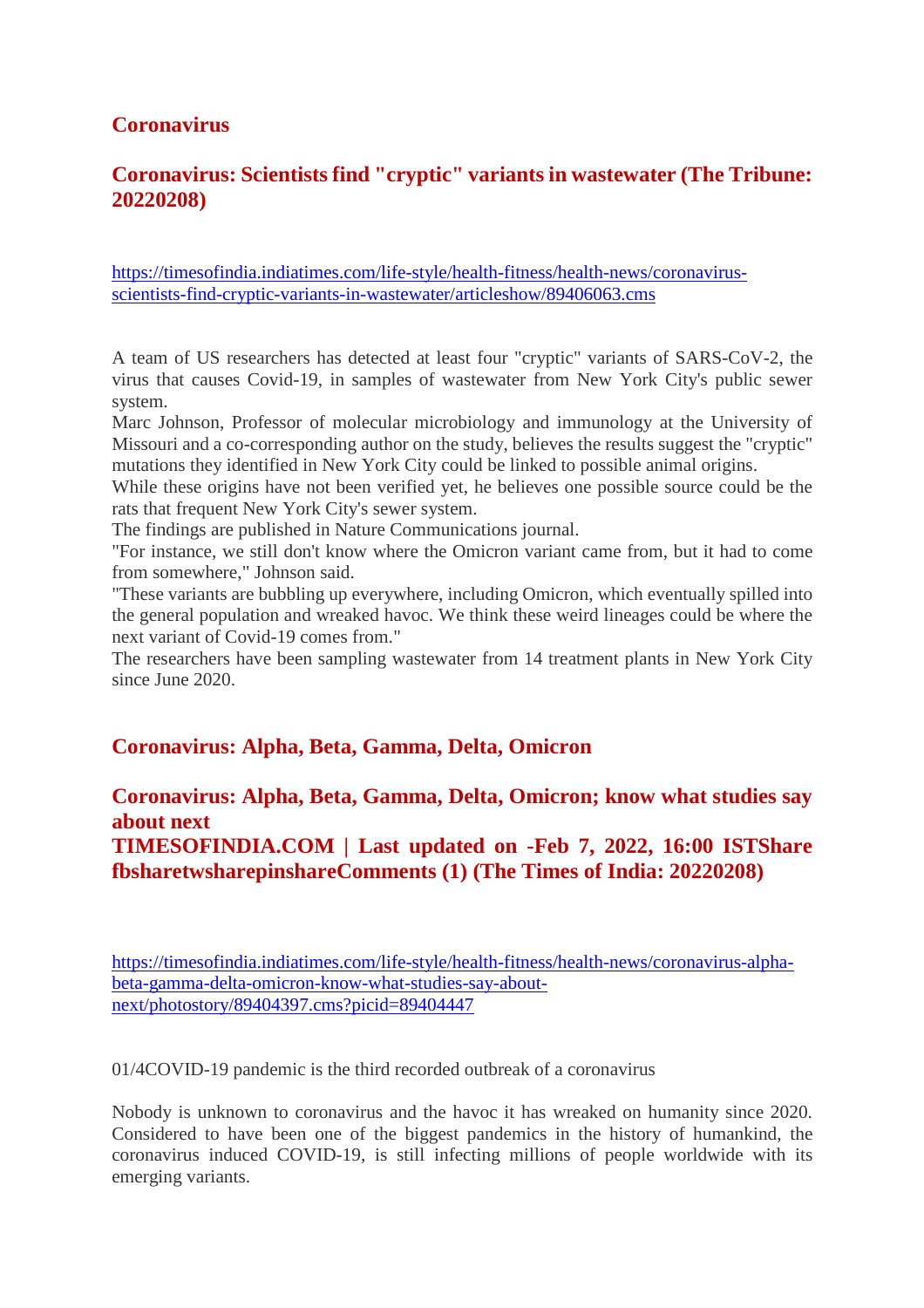## Coronavirus

### Coronavirus: Scientists find "cryptic" variants in wastewater (The Tribune: 20220208)

[https://timesofindia.indiatimes.com/life-style/health-fitness/health-news/coronavirus-scientists-find-cryptic-variants-in-wastewater/articleshow/89406063.cms](https://timesofindia.indiatimes.com/life-style/health-fitness/health-news/coronavirus-scientists-find-cryptic-variants-in-wastewater/articleshow/89406063.cms)

A team of US researchers has detected at least four "cryptic" variants of SARS-CoV-2, the virus that causes Covid-19, in samples of wastewater from New York City's public sewer system.

Marc Johnson, Professor of molecular microbiology and immunology at the University of Missouri and a co-corresponding author on the study, believes the results suggest the "cryptic" mutations they identified in New York City could be linked to possible animal origins.

While these origins have not been verified yet, he believes one possible source could be the rats that frequent New York City's sewer system.

The findings are published in Nature Communications journal.

"For instance, we still don't know where the Omicron variant came from, but it had to come from somewhere," Johnson said.

"These variants are bubbling up everywhere, including Omicron, which eventually spilled into the general population and wreaked havoc. We think these weird lineages could be where the next variant of Covid-19 comes from."

The researchers have been sampling wastewater from 14 treatment plants in New York City since June 2020.

## Coronavirus: Alpha, Beta, Gamma, Delta, Omicron

### Coronavirus: Alpha, Beta, Gamma, Delta, Omicron; know what studies say about next
### TIMESOFINDIA.COM | Last updated on -Feb 7, 2022, 16:00 ISTShare fbsharetwsharepinshareComments (1) (The Times of India: 20220208)

[https://timesofindia.indiatimes.com/life-style/health-fitness/health-news/coronavirus-alpha-beta-gamma-delta-omicron-know-what-studies-say-about-next/photostory/89404397.cms?picid=89404447](https://timesofindia.indiatimes.com/life-style/health-fitness/health-news/coronavirus-alpha-beta-gamma-delta-omicron-know-what-studies-say-about-next/photostory/89404397.cms?picid=89404447)

01/4COVID-19 pandemic is the third recorded outbreak of a coronavirus

Nobody is unknown to coronavirus and the havoc it has wreaked on humanity since 2020. Considered to have been one of the biggest pandemics in the history of humankind, the coronavirus induced COVID-19, is still infecting millions of people worldwide with its emerging variants.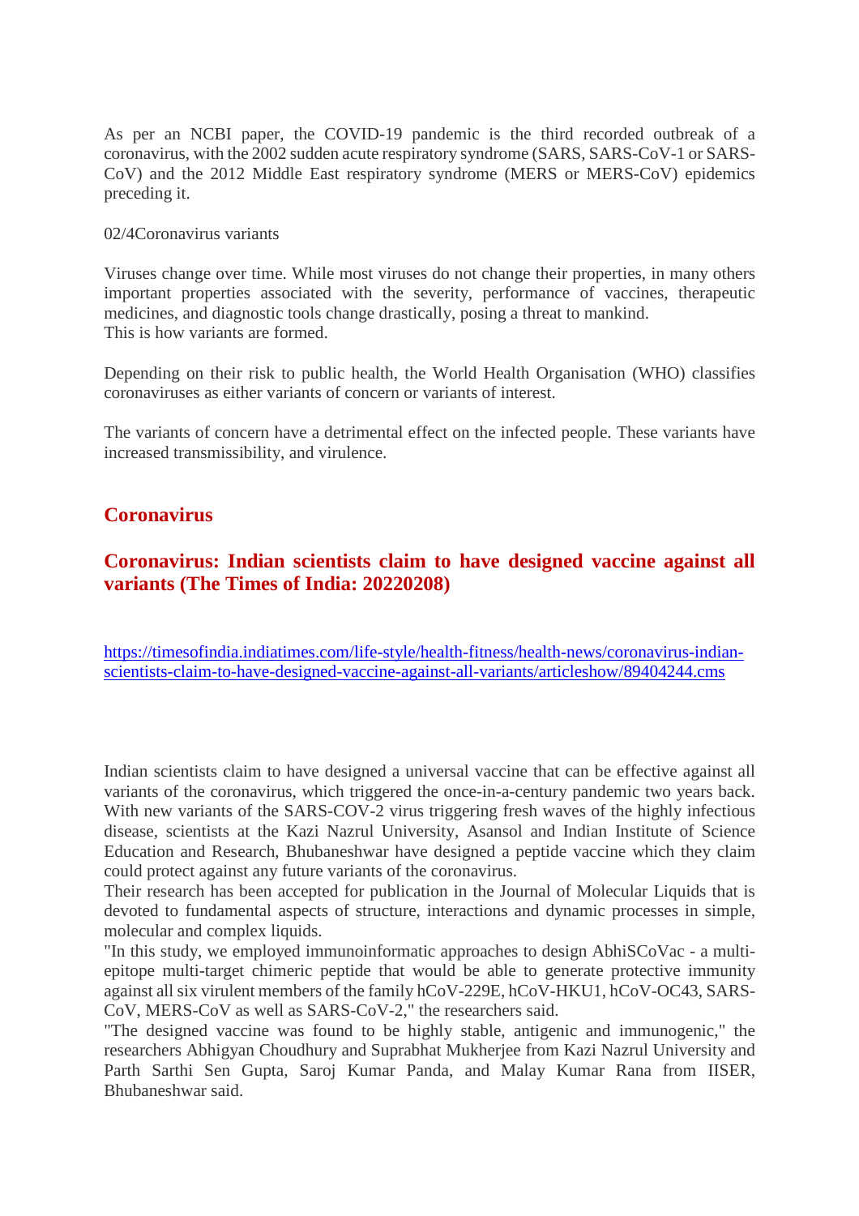As per an NCBI paper, the COVID-19 pandemic is the third recorded outbreak of a coronavirus, with the 2002 sudden acute respiratory syndrome (SARS, SARS-CoV-1 or SARS-CoV) and the 2012 Middle East respiratory syndrome (MERS or MERS-CoV) epidemics preceding it.

02/4Coronavirus variants

Viruses change over time. While most viruses do not change their properties, in many others important properties associated with the severity, performance of vaccines, therapeutic medicines, and diagnostic tools change drastically, posing a threat to mankind.
This is how variants are formed.

Depending on their risk to public health, the World Health Organisation (WHO) classifies coronaviruses as either variants of concern or variants of interest.

The variants of concern have a detrimental effect on the infected people. These variants have increased transmissibility, and virulence.

## Coronavirus

## Coronavirus: Indian scientists claim to have designed vaccine against all variants (The Times of India: 20220208)

https://timesofindia.indiatimes.com/life-style/health-fitness/health-news/coronavirus-indian-scientists-claim-to-have-designed-vaccine-against-all-variants/articleshow/89404244.cms

Indian scientists claim to have designed a universal vaccine that can be effective against all variants of the coronavirus, which triggered the once-in-a-century pandemic two years back. With new variants of the SARS-COV-2 virus triggering fresh waves of the highly infectious disease, scientists at the Kazi Nazrul University, Asansol and Indian Institute of Science Education and Research, Bhubaneshwar have designed a peptide vaccine which they claim could protect against any future variants of the coronavirus.
Their research has been accepted for publication in the Journal of Molecular Liquids that is devoted to fundamental aspects of structure, interactions and dynamic processes in simple, molecular and complex liquids.
"In this study, we employed immunoinformatic approaches to design AbhiSCoVac - a multi-epitope multi-target chimeric peptide that would be able to generate protective immunity against all six virulent members of the family hCoV-229E, hCoV-HKU1, hCoV-OC43, SARS-CoV, MERS-CoV as well as SARS-CoV-2," the researchers said.
"The designed vaccine was found to be highly stable, antigenic and immunogenic," the researchers Abhigyan Choudhury and Suprabhat Mukherjee from Kazi Nazrul University and Parth Sarthi Sen Gupta, Saroj Kumar Panda, and Malay Kumar Rana from IISER, Bhubaneshwar said.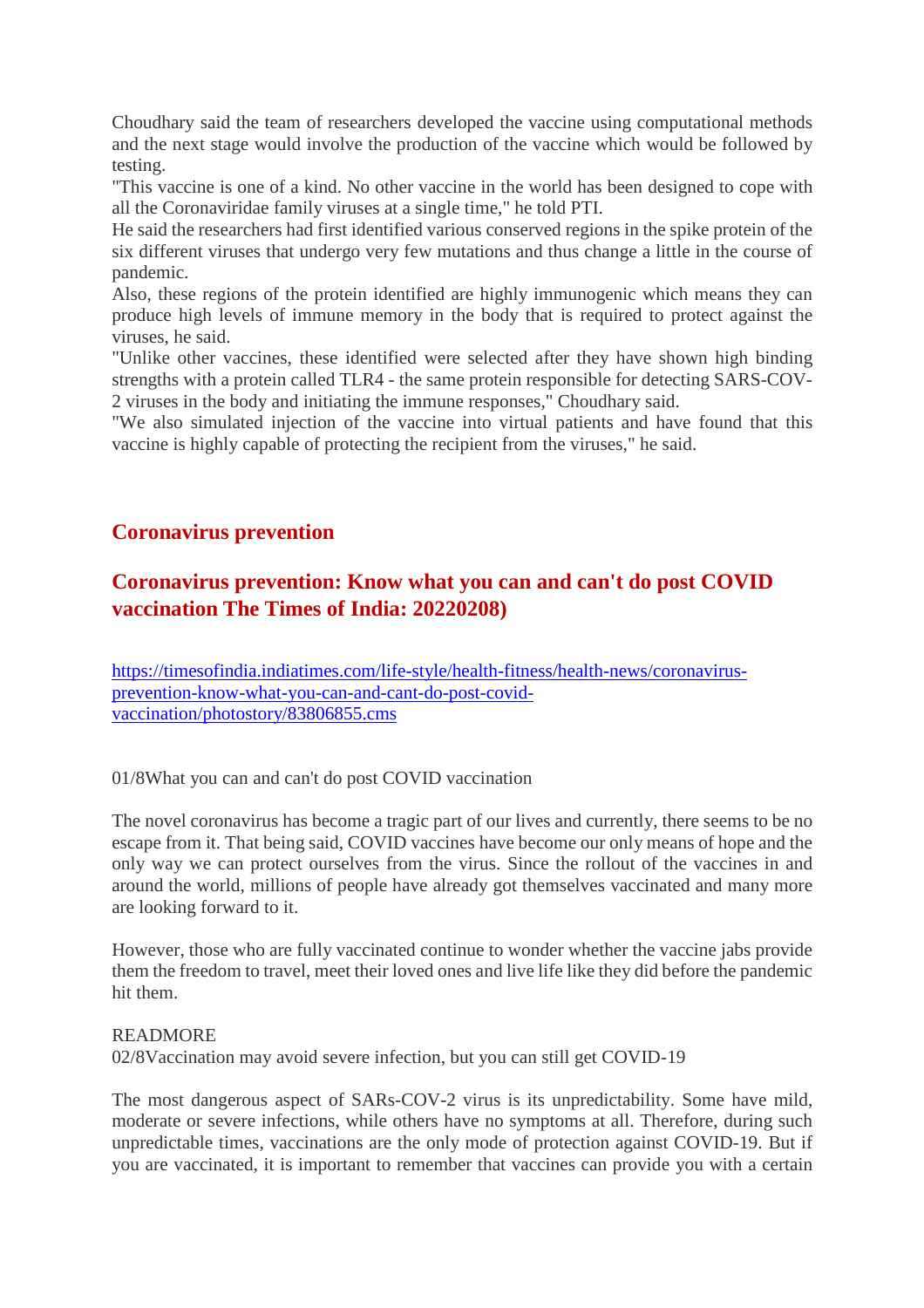Choudhary said the team of researchers developed the vaccine using computational methods and the next stage would involve the production of the vaccine which would be followed by testing.
"This vaccine is one of a kind. No other vaccine in the world has been designed to cope with all the Coronaviridae family viruses at a single time," he told PTI.
He said the researchers had first identified various conserved regions in the spike protein of the six different viruses that undergo very few mutations and thus change a little in the course of pandemic.
Also, these regions of the protein identified are highly immunogenic which means they can produce high levels of immune memory in the body that is required to protect against the viruses, he said.
"Unlike other vaccines, these identified were selected after they have shown high binding strengths with a protein called TLR4 - the same protein responsible for detecting SARS-COV-2 viruses in the body and initiating the immune responses," Choudhary said.
"We also simulated injection of the vaccine into virtual patients and have found that this vaccine is highly capable of protecting the recipient from the viruses," he said.

## Coronavirus prevention

## Coronavirus prevention: Know what you can and can't do post COVID vaccination The Times of India: 20220208)

https://timesofindia.indiatimes.com/life-style/health-fitness/health-news/coronavirus-prevention-know-what-you-can-and-cant-do-post-covid-vaccination/photostory/83806855.cms

01/8What you can and can't do post COVID vaccination

The novel coronavirus has become a tragic part of our lives and currently, there seems to be no escape from it. That being said, COVID vaccines have become our only means of hope and the only way we can protect ourselves from the virus. Since the rollout of the vaccines in and around the world, millions of people have already got themselves vaccinated and many more are looking forward to it.

However, those who are fully vaccinated continue to wonder whether the vaccine jabs provide them the freedom to travel, meet their loved ones and live life like they did before the pandemic hit them.

READMORE
02/8Vaccination may avoid severe infection, but you can still get COVID-19

The most dangerous aspect of SARs-COV-2 virus is its unpredictability. Some have mild, moderate or severe infections, while others have no symptoms at all. Therefore, during such unpredictable times, vaccinations are the only mode of protection against COVID-19. But if you are vaccinated, it is important to remember that vaccines can provide you with a certain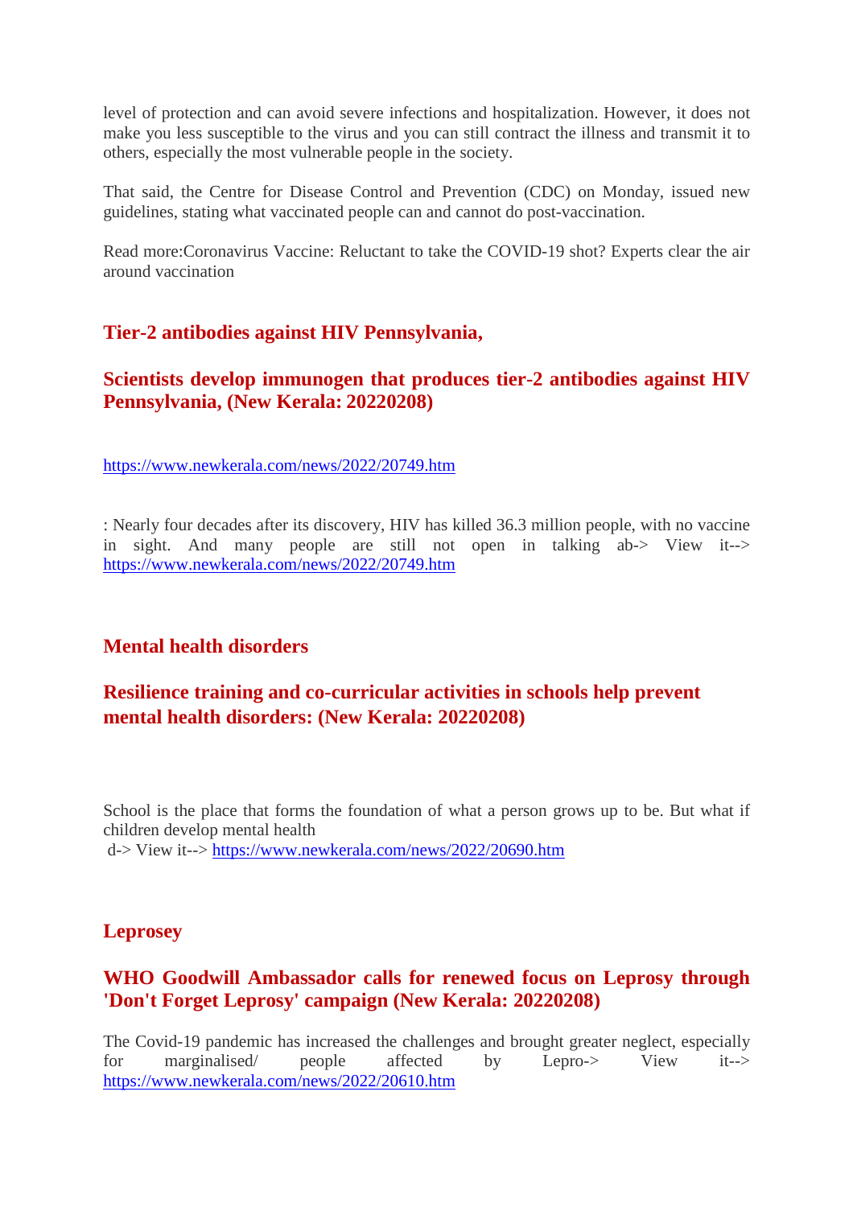level of protection and can avoid severe infections and hospitalization. However, it does not make you less susceptible to the virus and you can still contract the illness and transmit it to others, especially the most vulnerable people in the society.

That said, the Centre for Disease Control and Prevention (CDC) on Monday, issued new guidelines, stating what vaccinated people can and cannot do post-vaccination.

Read more:Coronavirus Vaccine: Reluctant to take the COVID-19 shot? Experts clear the air around vaccination

## Tier-2 antibodies against HIV Pennsylvania,

## Scientists develop immunogen that produces tier-2 antibodies against HIV Pennsylvania, (New Kerala: 20220208)

https://www.newkerala.com/news/2022/20749.htm

: Nearly four decades after its discovery, HIV has killed 36.3 million people, with no vaccine in sight. And many people are still not open in talking ab-> View it--> https://www.newkerala.com/news/2022/20749.htm

## Mental health disorders

## Resilience training and co-curricular activities in schools help prevent mental health disorders: (New Kerala: 20220208)

School is the place that forms the foundation of what a person grows up to be. But what if children develop mental health
d-> View it--> https://www.newkerala.com/news/2022/20690.htm

## Leprosey

## WHO Goodwill Ambassador calls for renewed focus on Leprosy through 'Don't Forget Leprosy' campaign (New Kerala: 20220208)

The Covid-19 pandemic has increased the challenges and brought greater neglect, especially for marginalised/ people affected by Lepro-> View it--> https://www.newkerala.com/news/2022/20610.htm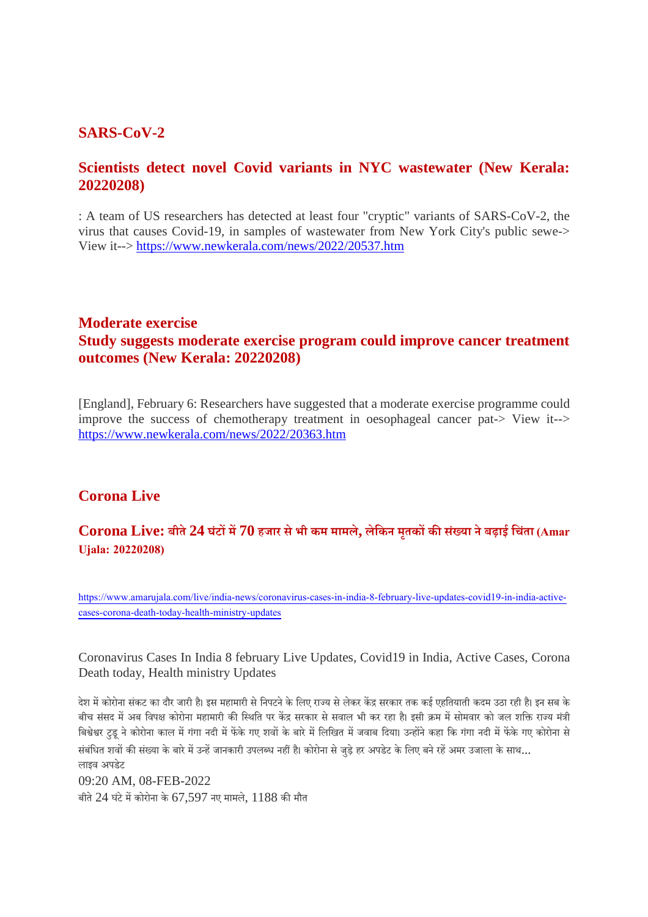## SARS-CoV-2

### Scientists detect novel Covid variants in NYC wastewater (New Kerala: 20220208)

: A team of US researchers has detected at least four "cryptic" variants of SARS-CoV-2, the virus that causes Covid-19, in samples of wastewater from New York City's public sewe-> View it--> https://www.newkerala.com/news/2022/20537.htm

## Moderate exercise

### Study suggests moderate exercise program could improve cancer treatment outcomes (New Kerala: 20220208)

[England], February 6: Researchers have suggested that a moderate exercise programme could improve the success of chemotherapy treatment in oesophageal cancer pat-> View it--> https://www.newkerala.com/news/2022/20363.htm

## Corona Live

### Corona Live: बीते 24 घंटों में 70 हजार से भी कम मामले, लेकिन मृतकों की संख्या ने बढ़ाई चिंता (Amar Ujala: 20220208)

https://www.amarujala.com/live/india-news/coronavirus-cases-in-india-8-february-live-updates-covid19-in-india-active-cases-corona-death-today-health-ministry-updates

Coronavirus Cases In India 8 february Live Updates, Covid19 in India, Active Cases, Corona Death today, Health ministry Updates

देश में कोरोना संकट का दौर जारी है। इस महामारी से निपटने के लिए राज्य से लेकर केंद्र सरकार तक कई एहतियाती कदम उठा रही है। इन सब के बीच संसद में अब विपक्ष कोरोना महामारी की स्थिति पर केंद्र सरकार से सवाल भी कर रहा है। इसी क्रम में सोमवार को जल शक्ति राज्य मंत्री बिश्वेश्वर टुडू ने कोरोना काल में गंगा नदी में फेंके गए शवों के बारे में लिखित में जवाब दिया। उन्होंने कहा कि गंगा नदी में फेंके गए कोरोना से संबंधित शवों की संख्या के बारे में उन्हें जानकारी उपलब्ध नहीं है। कोरोना से जुड़े हर अपडेट के लिए बने रहें अमर उजाला के साथ...

लाइव अपडेट

09:20 AM, 08-FEB-2022

बीते 24 घंटे में कोरोना के 67,597 नए मामले, 1188 की मौत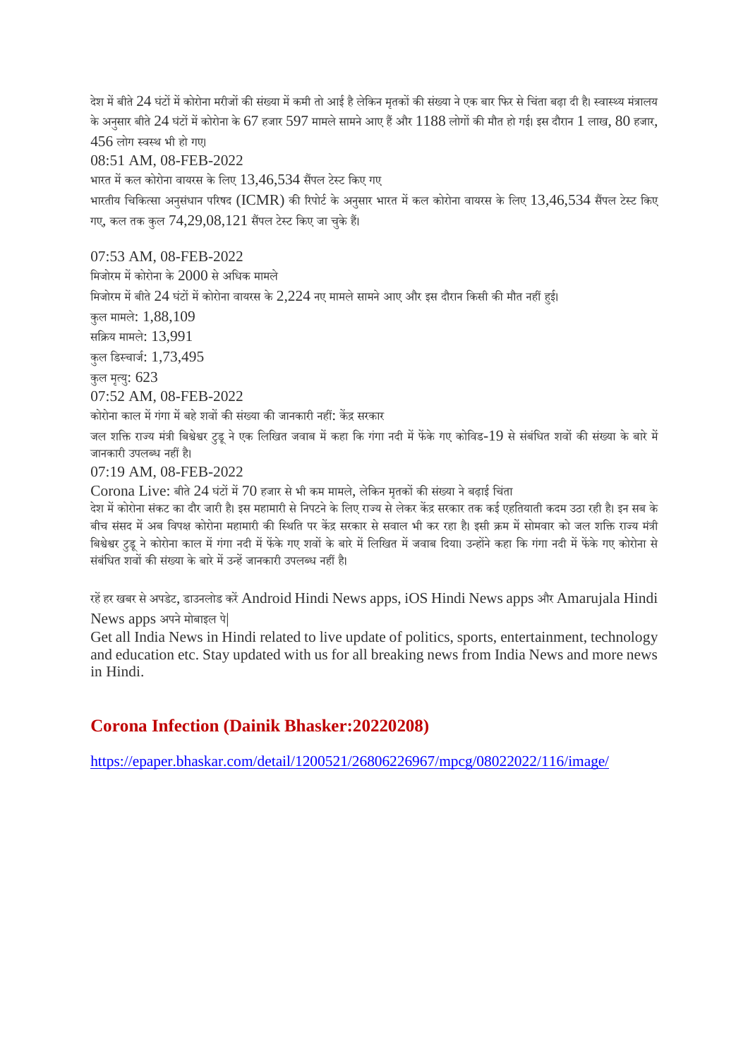देश में बीते 24 घंटों में कोरोना मरीजों की संख्या में कमी तो आई है लेकिन मृतकों की संख्या ने एक बार फिर से चिंता बढ़ा दी है। स्वास्थ्य मंत्रालय के अनुसार बीते 24 घंटों में कोरोना के 67 हजार 597 मामले सामने आए हैं और 1188 लोगों की मौत हो गई। इस दौरान 1 लाख, 80 हजार, 456 लोग स्वस्थ भी हो गए।

08:51 AM, 08-FEB-2022

भारत में कल कोरोना वायरस के लिए 13,46,534 सैंपल टेस्ट किए गए

भारतीय चिकित्सा अनुसंधान परिषद (ICMR) की रिपोर्ट के अनुसार भारत में कल कोरोना वायरस के लिए 13,46,534 सैंपल टेस्ट किए गए, कल तक कुल 74,29,08,121 सैंपल टेस्ट किए जा चुके हैं।

07:53 AM, 08-FEB-2022

मिजोरम में कोरोना के 2000 से अधिक मामले

मिजोरम में बीते 24 घंटों में कोरोना वायरस के 2,224 नए मामले सामने आए और इस दौरान किसी की मौत नहीं हुई।

कुल मामले: 1,88,109

सक्रिय मामले: 13,991

कुल डिस्चार्ज: 1,73,495

कुल मृत्यु: 623

07:52 AM, 08-FEB-2022

कोरोना काल में गंगा में बहे शवों की संख्या की जानकारी नहीं: केंद्र सरकार

जल शक्ति राज्य मंत्री बिश्वेश्वर टुडू ने एक लिखित जवाब में कहा कि गंगा नदी में फेंके गए कोविड-19 से संबंधित शवों की संख्या के बारे में जानकारी उपलब्ध नहीं है।

07:19 AM, 08-FEB-2022

Corona Live: बीते 24 घंटों में 70 हजार से भी कम मामले, लेकिन मृतकों की संख्या ने बढ़ाई चिंता

देश में कोरोना संकट का दौर जारी है। इस महामारी से निपटने के लिए राज्य से लेकर केंद्र सरकार तक कई एहतियाती कदम उठा रही है। इन सब के बीच संसद में अब विपक्ष कोरोना महामारी की स्थिति पर केंद्र सरकार से सवाल भी कर रहा है। इसी क्रम में सोमवार को जल शक्ति राज्य मंत्री बिश्वेश्वर टुडू ने कोरोना काल में गंगा नदी में फेंके गए शवों के बारे में लिखित में जवाब दिया। उन्होंने कहा कि गंगा नदी में फेंके गए कोरोना से संबंधित शवों की संख्या के बारे में उन्हें जानकारी उपलब्ध नहीं है।

रहें हर खबर से अपडेट, डाउनलोड करें Android Hindi News apps, iOS Hindi News apps और Amarujala Hindi News apps अपने मोबाइल पे|

Get all India News in Hindi related to live update of politics, sports, entertainment, technology and education etc. Stay updated with us for all breaking news from India News and more news in Hindi.

## Corona Infection (Dainik Bhasker:20220208)

https://epaper.bhaskar.com/detail/1200521/26806226967/mpcg/08022022/116/image/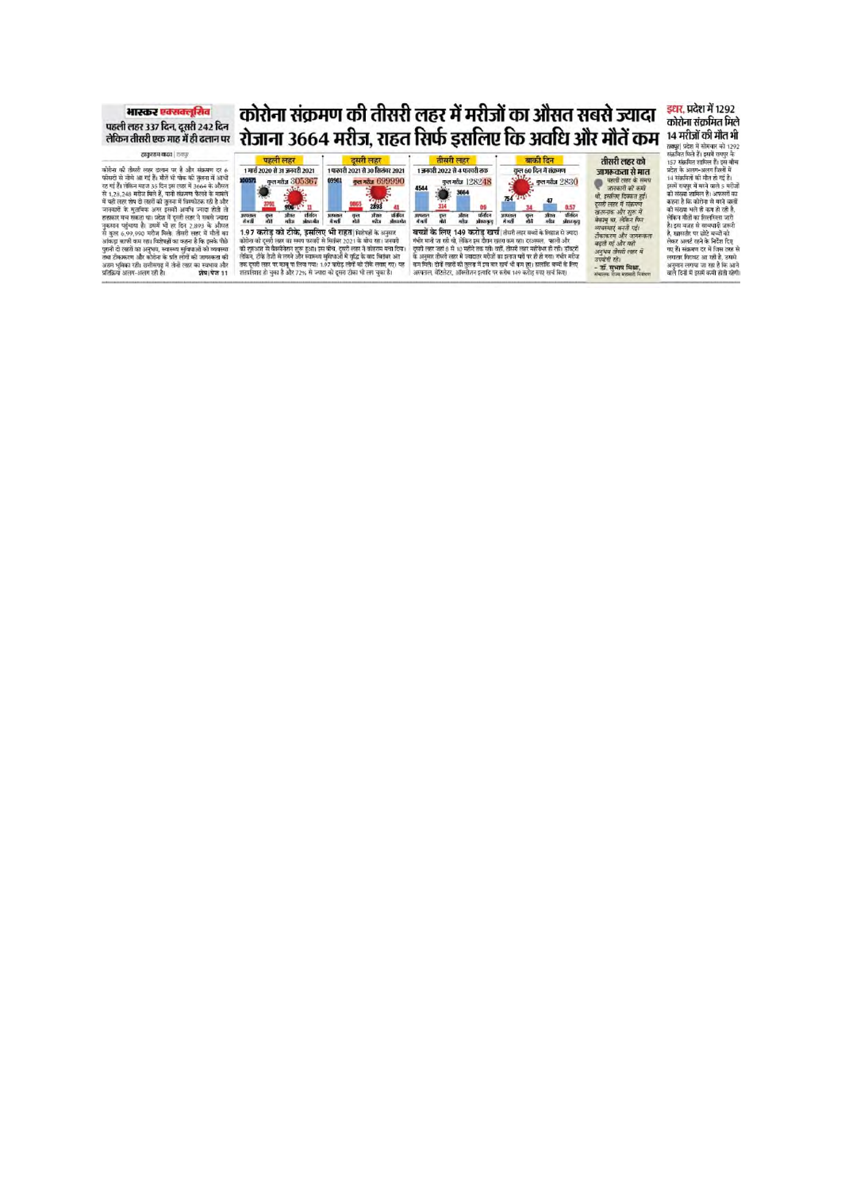**भास्कर एक्सक्लूसिव**

## पहली लहर 337 दिन, दूसरी 242 दिन लेकिन तीसरी एक माह में ही ढलान पर

# कोरोना संक्रमण की तीसरी लहर में मरीजों का औसत सबसे ज्यादा रोजाना 3664 मरीज, राहत सिर्फ इसलिए कि अवधि और मौतें कम

दाऊराम साहू | रायपुर

कोरोना की तीसरी लहर ढलान पर है और संक्रमण दर 6 फीसदी से नीचे आ गई है। मौतें भी पीक की तुलना में आधी रह गई हैं। लेकिन महज 35 दिन इस लहर में 3664 के औसत से 1,28,248 मरीज मिले हैं, यानी संक्रमण फैलने के मामले में यही लहर शेष दो लहरों की तुलना में विस्फोटक रही है और जानकारों के मुताबिक अगर इसकी अवधि ज्यादा होती तो हाहाकार मच सकता था। प्रदेश में दूसरी लहर ने सबसे ज्यादा नुकसान पहुंचाया है। उसमें भी हर दिन 2,893 के औसत से कुल 6,99,990 मरीज मिले। तीसरी लहर में मौतों का आंकड़ा काफी कम रहा। विशेषज्ञों का कहना है कि इसके पीछे पुरानी दो लहरों का अनुभव, स्वास्थ्य सुविधाओं की व्यवस्था तथा टीकाकरण और कोरोना के प्रति लोगों की जागरूकता की अहम भूमिका रही। छत्तीसगढ़ में तीनों लहर का स्वभाव और प्रतिक्रिया अलग-अलग रही है। शेष | पेज 11

**पहली लहर**
1 मार्च 2020 से 31 जनवरी 2021
कुल मरीज 305367
100571
3751
906
11
अस्पताल में भर्ती | कुल मौतें | औसत मरीज | प्रतिदिन औसत मौत

**दूसरी लहर**
1 फरवरी 2021 से 30 सितंबर 2021
कुल मरीज 699990
69901
9863
2893
41
अस्पताल में भर्ती | कुल मौतें | औसत मरीज | प्रतिदिन औसत मौत

**तीसरी लहर**
1 जनवरी 2022 से 4 फरवरी तक
कुल मरीज 128248
4544
314
3664
09
अस्पताल में भर्ती | कुल मौतें | औसत मरीज | प्रतिदिन औसत मौत

**बाकी दिन**
कुल 60 दिन में संक्रमण
कुल मरीज 2830
754
34
47
0.57
अस्पताल में भर्ती | कुल मौतें | औसत मरीज | प्रतिदिन औसत मौत

**1.97 करोड़ को टीके, इसलिए भी राहत** | विशेषज्ञों के अनुसार कोरोना की दूसरी लहर का समय फरवरी से सितंबर 2021 के बीच रहा। जनवरी की शुरुआत से वैक्सीनेशन शुरू हुआ। इस बीच, दूसरी लहर ने कोहराम मचा दिया। लेकिन, टीके तेजी से लगने और स्वास्थ्य सुविधाओं में वृद्धि के बाद स्थिति आ... तक दूसरी लहर पर काबू पा लिया गया। 1.97 करोड़ लोगों को टीके लगाए गए। यह ... हो चुका है और 72% से ज्यादा को दूसरा टीका भी लग चुका है।

**बच्चों के लिए 149 करोड़ खर्च** | तीसरी लहर बच्चों के लिहाज से ज्यादा गंभीर मानी जा रही थी, लेकिन इस दौरान खतरा कम रहा। दरअसल, पहली और दूसरी लहर जहां 8 से 10 महीने तक रही वहीं, तीसरी लहर महीनेभर ही रही। डॉक्टरों के अनुसार तीसरी लहर में ज्यादातर मरीजों का इलाज घरों पर ही हो गया। गंभीर मरीज कम मिले। दोनों लहरों की तुलना में इस बार खर्च भी कम हुए। इसलिए बच्चों के लिए अस्पताल, वेंटिलेटर, ऑक्सीजन इत्यादि पर करीब 149 करोड़ रुपए खर्च किए।

**तीसरी लहर को जागरूकता से मात**

*पहली लहर के समय जानकारी की कमी थी, इसलिए दिक्कत हुई। दूसरी लहर में संक्रमण खतरनाक और शुरू में बेकाबू था, लेकिन फिर व्यवस्थाएं बनाई गईं। टीकाकरण और जागरूकता बढ़ती गई और यही अनुभव तीसरी लहर में उपयोगी रहे।*

– डॉ. सुभाष मिश्रा, संचालक, राज्य महामारी नियंत्रण

## इधर, प्रदेश में 1292 कोरोना संक्रमित मिले 14 मरीजों की मौत भी

रायपुर | प्रदेश में सोमवार को 1292 संक्रमित मिले हैं। इनमें रायपुर के 157 संक्रमित शामिल हैं। इस बीच प्रदेश के अलग-अलग जिलों में 14 संक्रमितों की मौत हो गई है। इनमें रायपुर में मरने वाले 5 मरीजों की संख्या शामिल है। अफसरों का कहना है कि कोरोना से मरने वालों की संख्या भले ही कम हो रही है, लेकिन मौतों का सिलसिला जारी है। इस वजह से सावधानी जरूरी है। खासतौर पर छोटे बच्चों को लेकर अलर्ट रहने के निर्देश दिए गए हैं। संक्रमण दर में जिस तरह से लगातार गिरावट आ रही है, उससे अनुमान लगाया जा रहा है कि आने वाले दिनों में इसमें कमी होती रहेगी।